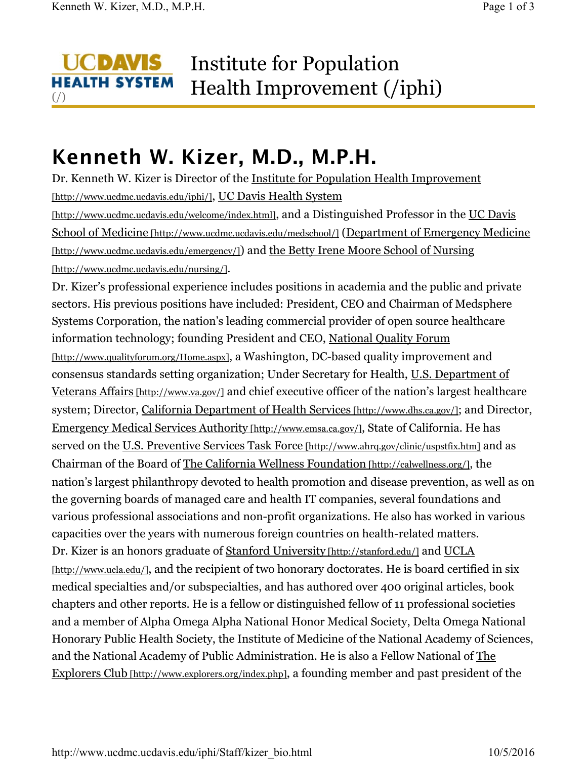UC DAVIS HEALTH SYSTEM (/) Institute for Population Health Improvement (/iphi)

# Kenneth W. Kizer, M.D., M.P.H.

Dr. Kenneth W. Kizer is Director of the Institute for Population Health Improvement [http://www.ucdmc.ucdavis.edu/iphi/], UC Davis Health System [http://www.ucdmc.ucdavis.edu/welcome/index.html], and a Distinguished Professor in the UC Davis School of Medicine [http://www.ucdmc.ucdavis.edu/medschool/] (Department of Emergency Medicine [http://www.ucdmc.ucdavis.edu/emergency/]) and the Betty Irene Moore School of Nursing [http://www.ucdmc.ucdavis.edu/nursing/].

Dr. Kizer's professional experience includes positions in academia and the public and private sectors. His previous positions have included: President, CEO and Chairman of Medsphere Systems Corporation, the nation's leading commercial provider of open source healthcare information technology; founding President and CEO, National Quality Forum [http://www.qualityforum.org/Home.aspx], a Washington, DC-based quality improvement and consensus standards setting organization; Under Secretary for Health, U.S. Department of Veterans Affairs [http://www.va.gov/] and chief executive officer of the nation's largest healthcare system; Director, California Department of Health Services [http://www.dhs.ca.gov/]; and Director, Emergency Medical Services Authority [http://www.emsa.ca.gov/], State of California. He has served on the U.S. Preventive Services Task Force [http://www.ahrq.gov/clinic/uspstfix.htm] and as Chairman of the Board of The California Wellness Foundation [http://calwellness.org/], the nation's largest philanthropy devoted to health promotion and disease prevention, as well as on the governing boards of managed care and health IT companies, several foundations and various professional associations and non-profit organizations. He also has worked in various capacities over the years with numerous foreign countries on health-related matters.

Dr. Kizer is an honors graduate of Stanford University [http://stanford.edu/] and UCLA [http://www.ucla.edu/], and the recipient of two honorary doctorates. He is board certified in six medical specialties and/or subspecialties, and has authored over 400 original articles, book chapters and other reports. He is a fellow or distinguished fellow of 11 professional societies and a member of Alpha Omega Alpha National Honor Medical Society, Delta Omega National Honorary Public Health Society, the Institute of Medicine of the National Academy of Sciences, and the National Academy of Public Administration. He is also a Fellow National of The Explorers Club [http://www.explorers.org/index.php], a founding member and past president of the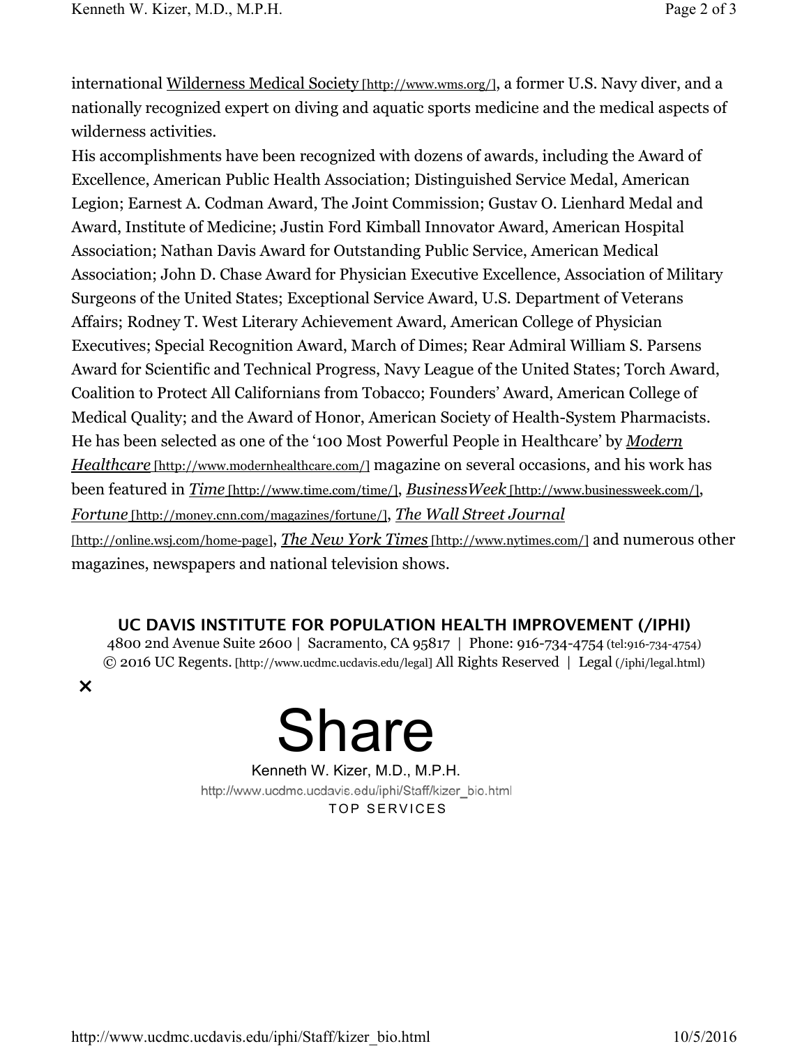international Wilderness Medical Society [http://www.wms.org/], a former U.S. Navy diver, and a nationally recognized expert on diving and aquatic sports medicine and the medical aspects of wilderness activities.

His accomplishments have been recognized with dozens of awards, including the Award of Excellence, American Public Health Association; Distinguished Service Medal, American Legion; Earnest A. Codman Award, The Joint Commission; Gustav O. Lienhard Medal and Award, Institute of Medicine; Justin Ford Kimball Innovator Award, American Hospital Association; Nathan Davis Award for Outstanding Public Service, American Medical Association; John D. Chase Award for Physician Executive Excellence, Association of Military Surgeons of the United States; Exceptional Service Award, U.S. Department of Veterans Affairs; Rodney T. West Literary Achievement Award, American College of Physician Executives; Special Recognition Award, March of Dimes; Rear Admiral William S. Parsens Award for Scientific and Technical Progress, Navy League of the United States; Torch Award, Coalition to Protect All Californians from Tobacco; Founders' Award, American College of Medical Quality; and the Award of Honor, American Society of Health-System Pharmacists.

He has been selected as one of the '100 Most Powerful People in Healthcare' by *Modern Healthcare* [http://www.modernhealthcare.com/] magazine on several occasions, and his work has been featured in *Time* [http://www.time.com/time/], *BusinessWeek* [http://www.businessweek.com/], *Fortune* [http://money.cnn.com/magazines/fortune/], *The Wall Street Journal* [http://online.wsj.com/home-page], *The New York Times* [http://www.nytimes.com/] and numerous other magazines, newspapers and national television shows.

**UC DAVIS INSTITUTE FOR POPULATION HEALTH IMPROVEMENT (/IPHI)**

4800 2nd Avenue Suite 2600 | Sacramento, CA 95817 | Phone: 916-734-4754 (tel:916-734-4754)
© 2016 UC Regents. [http://www.ucdmc.ucdavis.edu/legal] All Rights Reserved | Legal (/iphi/legal.html)

×

# Share

Kenneth W. Kizer, M.D., M.P.H.
http://www.ucdmc.ucdavis.edu/iphi/Staff/kizer_bio.html
TOP SERVICES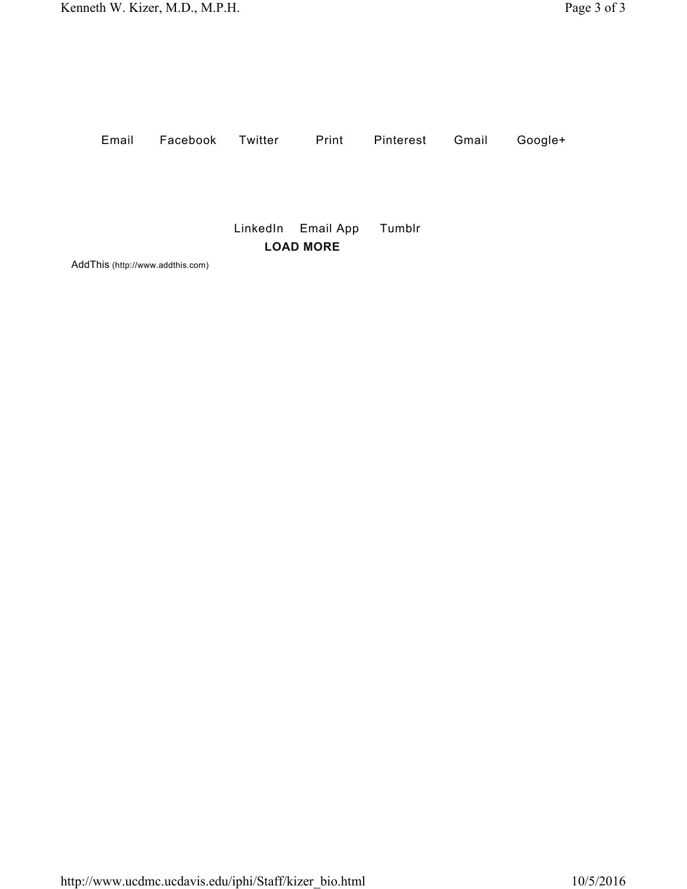Email Facebook Twitter Print Pinterest Gmail Google+

LinkedIn Email App Tumblr

**LOAD MORE**

AddThis (http://www.addthis.com)